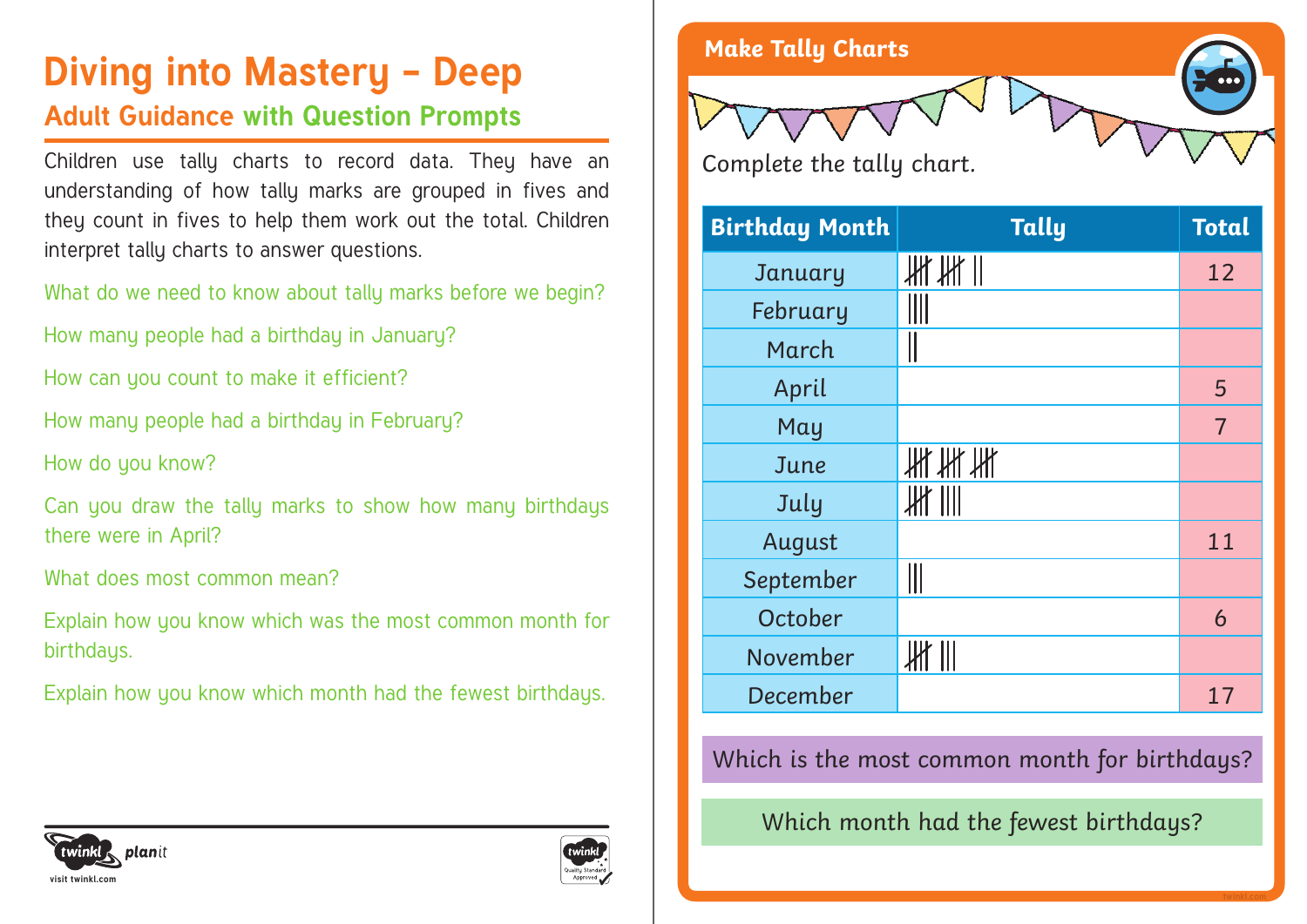# Diving into Mastery – Deep

## Adult Guidance with Question Prompts

Children use tally charts to record data. They have an understanding of how tally marks are grouped in fives and they count in fives to help them work out the total. Children interpret tally charts to answer questions.

What do we need to know about tally marks before we begin?

How many people had a birthday in January?

How can you count to make it efficient?

How many people had a birthday in February?

How do you know?

Can you draw the tally marks to show how many birthdays there were in April?

What does most common mean?

Explain how you know which was the most common month for birthdays.

Explain how you know which month had the fewest birthdays.

visit twinkl.com

## Make Tally Charts

Complete the tally chart.

| Birthday Month | Tally | Total |
|---|---|---|
| January | 𝍸 𝍸 \|\| | 12 |
| February | \|\|\|\| | |
| March | \|\| | |
| April | | 5 |
| May | | 7 |
| June | 𝍸 𝍸 𝍸 | |
| July | 𝍸 \|\|\|\| | |
| August | | 11 |
| September | \|\|\| | |
| October | | 6 |
| November | 𝍸 \|\|\| | |
| December | | 17 |

Which is the most common month for birthdays?

Which month had the fewest birthdays?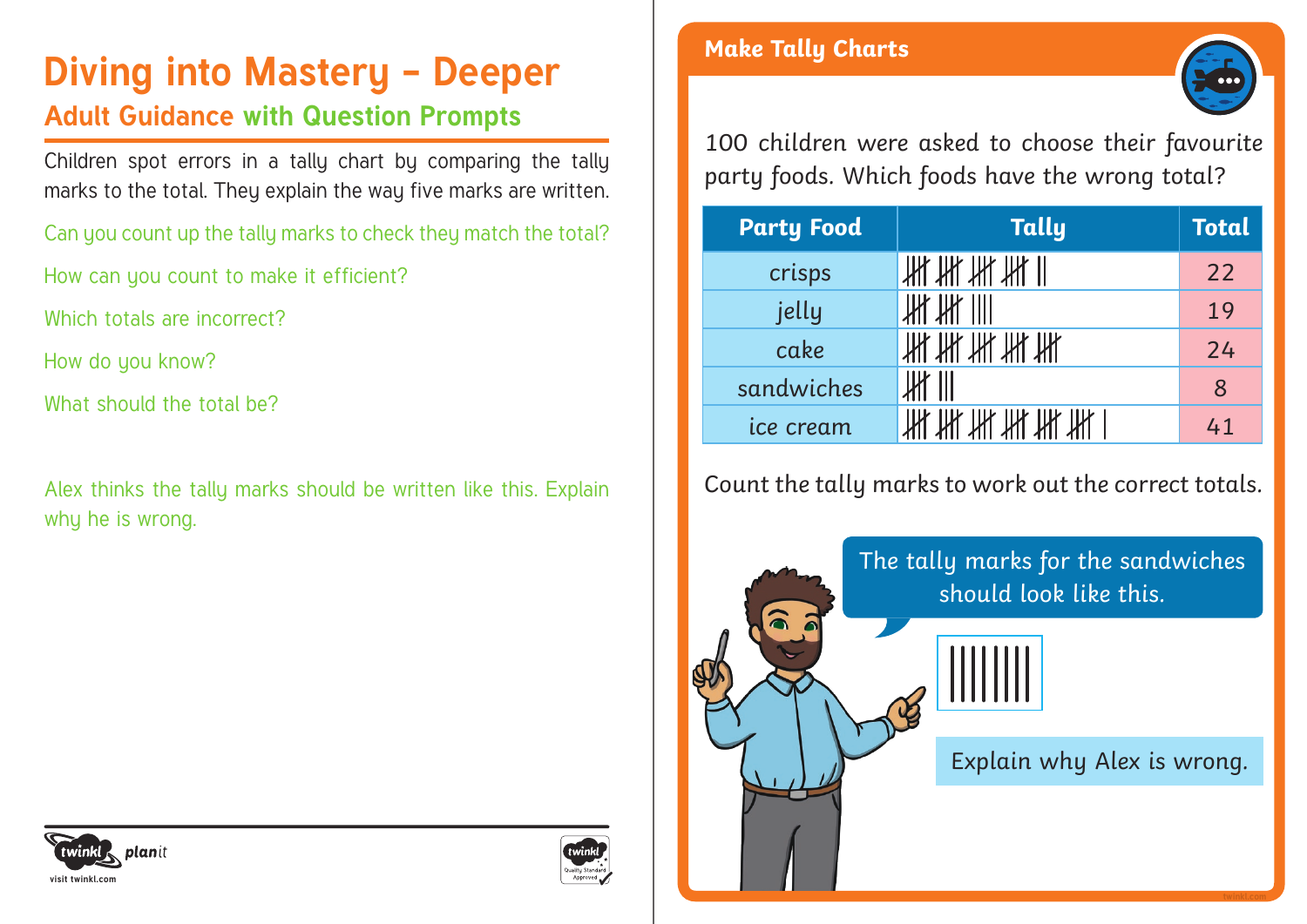# Diving into Mastery – Deeper

## Adult Guidance with Question Prompts

Children spot errors in a tally chart by comparing the tally marks to the total. They explain the way five marks are written.

Can you count up the tally marks to check they match the total?

How can you count to make it efficient?

Which totals are incorrect?

How do you know?

What should the total be?

Alex thinks the tally marks should be written like this. Explain why he is wrong.

## Make Tally Charts

100 children were asked to choose their favourite party foods. Which foods have the wrong total?

| Party Food | Tally | Total |
|---|---|---|
| crisps | 卌 卌 卌 卌 \|\| | 22 |
| jelly | 卌 卌 \|\|\|\| | 19 |
| cake | 卌 卌 卌 卌 卌 | 24 |
| sandwiches | 卌 \|\|\| | 8 |
| ice cream | 卌 卌 卌 卌 卌 卌 \| | 41 |

Count the tally marks to work out the correct totals.

The tally marks for the sandwiches should look like this.

\|\|\|\|\|\|\|\|

Explain why Alex is wrong.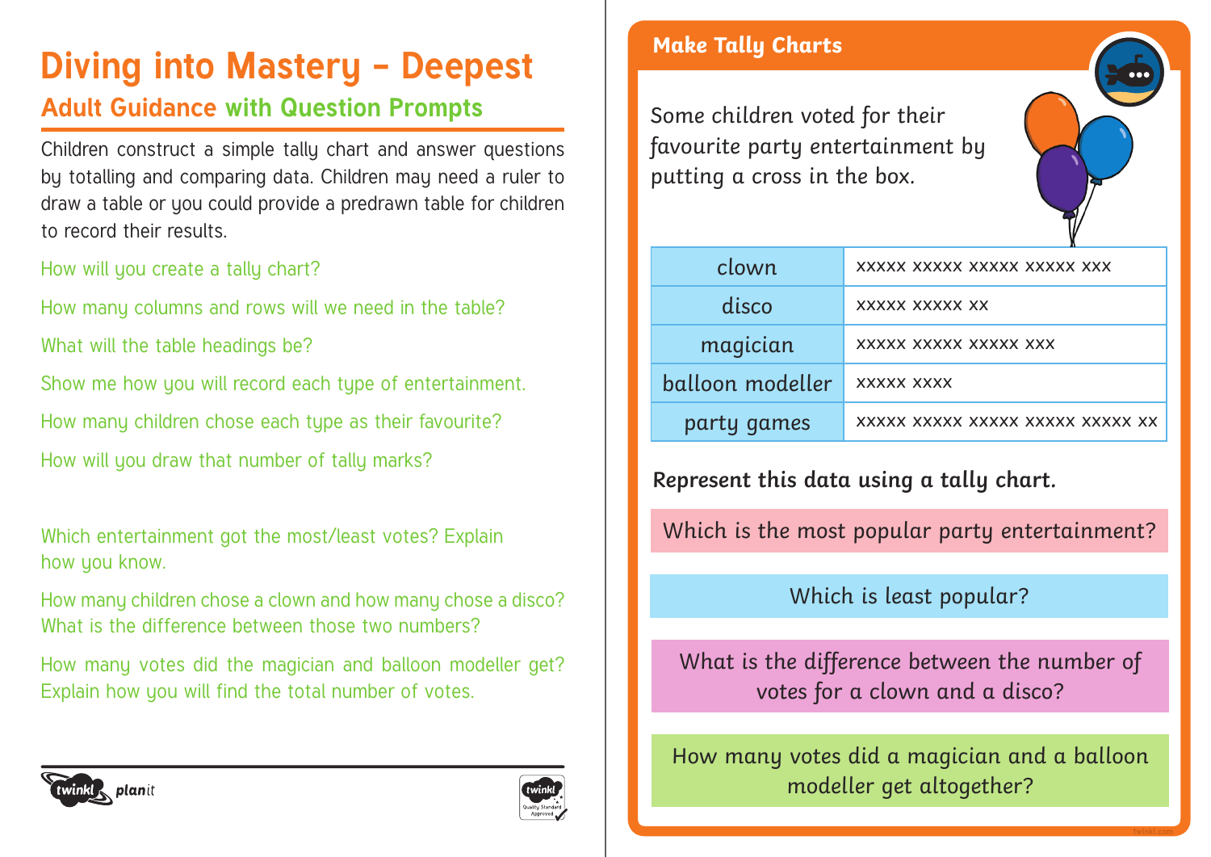# Diving into Mastery – Deepest

## Adult Guidance with Question Prompts

Children construct a simple tally chart and answer questions by totalling and comparing data. Children may need a ruler to draw a table or you could provide a predrawn table for children to record their results.

How will you create a tally chart?

How many columns and rows will we need in the table?

What will the table headings be?

Show me how you will record each type of entertainment.

How many children chose each type as their favourite?

How will you draw that number of tally marks?

Which entertainment got the most/least votes? Explain how you know.

How many children chose a clown and how many chose a disco? What is the difference between those two numbers?

How many votes did the magician and balloon modeller get? Explain how you will find the total number of votes.

## Make Tally Charts

Some children voted for their favourite party entertainment by putting a cross in the box.

| | |
|---|---|
| clown | xxxxx xxxxx xxxxx xxxxx xxx |
| disco | xxxxx xxxxx xx |
| magician | xxxxx xxxxx xxxxx xxx |
| balloon modeller | xxxxx xxxx |
| party games | xxxxx xxxxx xxxxx xxxxx xxxxx xx |

**Represent this data using a tally chart.**

Which is the most popular party entertainment?

Which is least popular?

What is the difference between the number of votes for a clown and a disco?

How many votes did a magician and a balloon modeller get altogether?